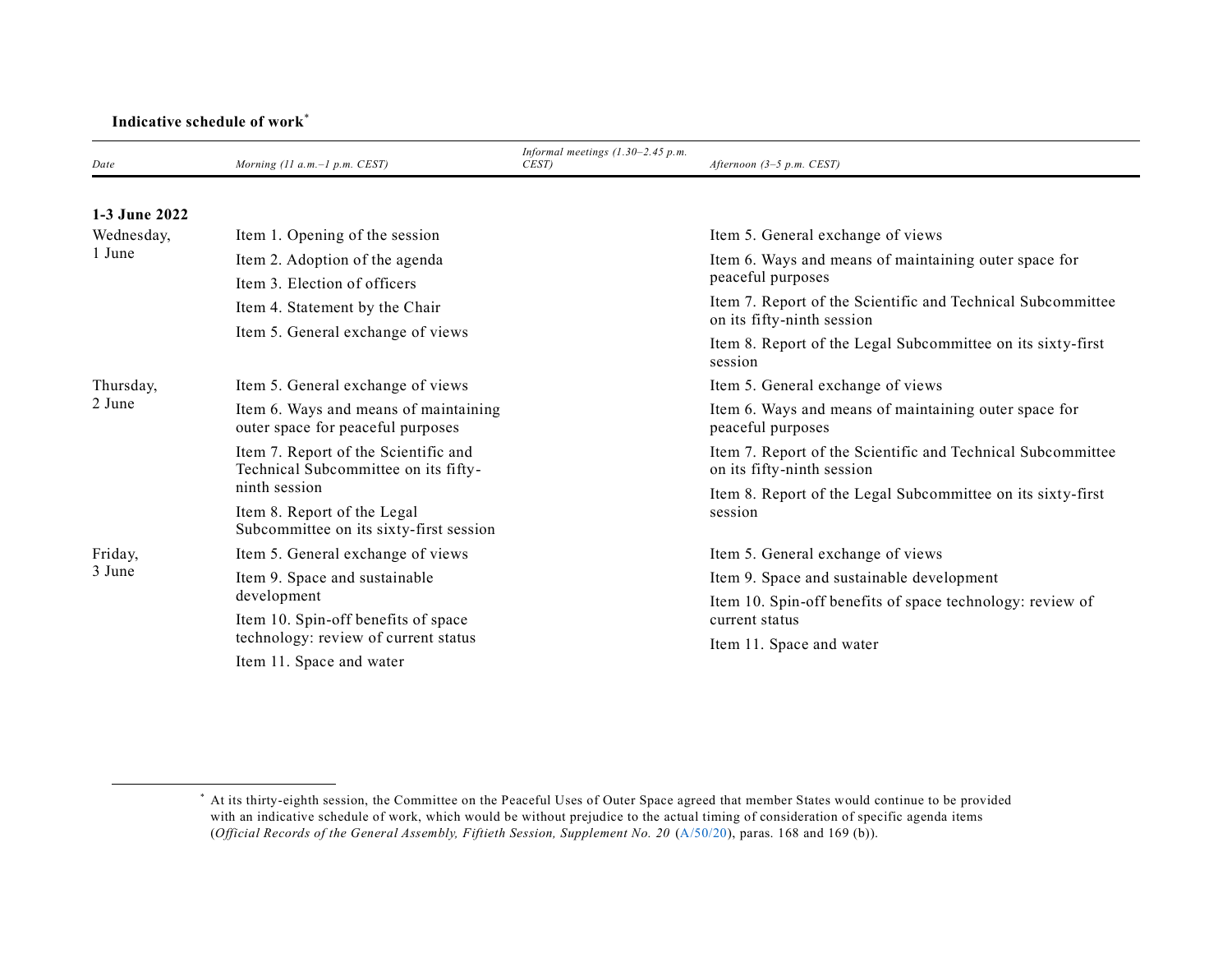**Indicative schedule of work**[*]

| Date | Morning (11 a.m.–1 p.m. CEST) | Informal meetings (1.30–2.45 p.m. CEST) | Afternoon (3–5 p.m. CEST) |
|---|---|---|---|
| **1-3 June 2022** | | | |
| Wednesday, 1 June | Item 1. Opening of the session<br>Item 2. Adoption of the agenda<br>Item 3. Election of officers<br>Item 4. Statement by the Chair<br>Item 5. General exchange of views | | Item 5. General exchange of views<br>Item 6. Ways and means of maintaining outer space for peaceful purposes<br>Item 7. Report of the Scientific and Technical Subcommittee on its fifty-ninth session<br>Item 8. Report of the Legal Subcommittee on its sixty-first session |
| Thursday, 2 June | Item 5. General exchange of views<br>Item 6. Ways and means of maintaining outer space for peaceful purposes<br>Item 7. Report of the Scientific and Technical Subcommittee on its fifty-ninth session<br>Item 8. Report of the Legal Subcommittee on its sixty-first session | | Item 5. General exchange of views<br>Item 6. Ways and means of maintaining outer space for peaceful purposes<br>Item 7. Report of the Scientific and Technical Subcommittee on its fifty-ninth session<br>Item 8. Report of the Legal Subcommittee on its sixty-first session |
| Friday, 3 June | Item 5. General exchange of views<br>Item 9. Space and sustainable development<br>Item 10. Spin-off benefits of space technology: review of current status<br>Item 11. Space and water | | Item 5. General exchange of views<br>Item 9. Space and sustainable development<br>Item 10. Spin-off benefits of space technology: review of current status<br>Item 11. Space and water |

[*] At its thirty-eighth session, the Committee on the Peaceful Uses of Outer Space agreed that member States would continue to be provided with an indicative schedule of work, which would be without prejudice to the actual timing of consideration of specific agenda items (*Official Records of the General Assembly, Fiftieth Session, Supplement No. 20* (A/50/20), paras. 168 and 169 (b)).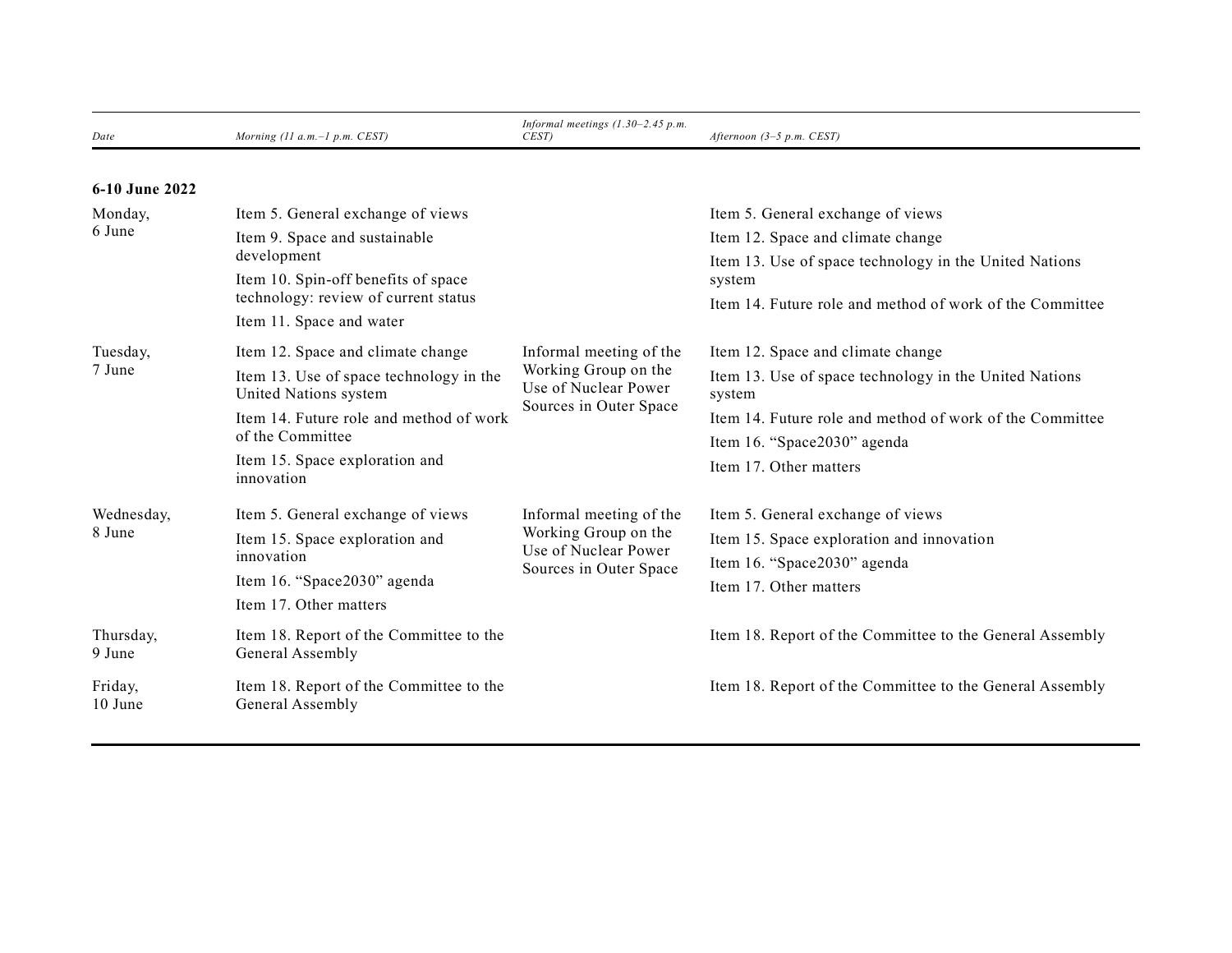| *Date* | *Morning (11 a.m.–1 p.m. CEST)* | *Informal meetings (1.30–2.45 p.m. CEST)* | *Afternoon (3–5 p.m. CEST)* |
| --- | --- | --- | --- |
| **6-10 June 2022** | | | |
| Monday, 6 June | Item 5. General exchange of views<br>Item 9. Space and sustainable development<br>Item 10. Spin-off benefits of space technology: review of current status<br>Item 11. Space and water | | Item 5. General exchange of views<br>Item 12. Space and climate change<br>Item 13. Use of space technology in the United Nations system<br>Item 14. Future role and method of work of the Committee |
| Tuesday, 7 June | Item 12. Space and climate change<br>Item 13. Use of space technology in the United Nations system<br>Item 14. Future role and method of work of the Committee<br>Item 15. Space exploration and innovation | Informal meeting of the Working Group on the Use of Nuclear Power Sources in Outer Space | Item 12. Space and climate change<br>Item 13. Use of space technology in the United Nations system<br>Item 14. Future role and method of work of the Committee<br>Item 16. "Space2030" agenda<br>Item 17. Other matters |
| Wednesday, 8 June | Item 5. General exchange of views<br>Item 15. Space exploration and innovation<br>Item 16. "Space2030" agenda<br>Item 17. Other matters | Informal meeting of the Working Group on the Use of Nuclear Power Sources in Outer Space | Item 5. General exchange of views<br>Item 15. Space exploration and innovation<br>Item 16. "Space2030" agenda<br>Item 17. Other matters |
| Thursday, 9 June | Item 18. Report of the Committee to the General Assembly | | Item 18. Report of the Committee to the General Assembly |
| Friday, 10 June | Item 18. Report of the Committee to the General Assembly | | Item 18. Report of the Committee to the General Assembly |